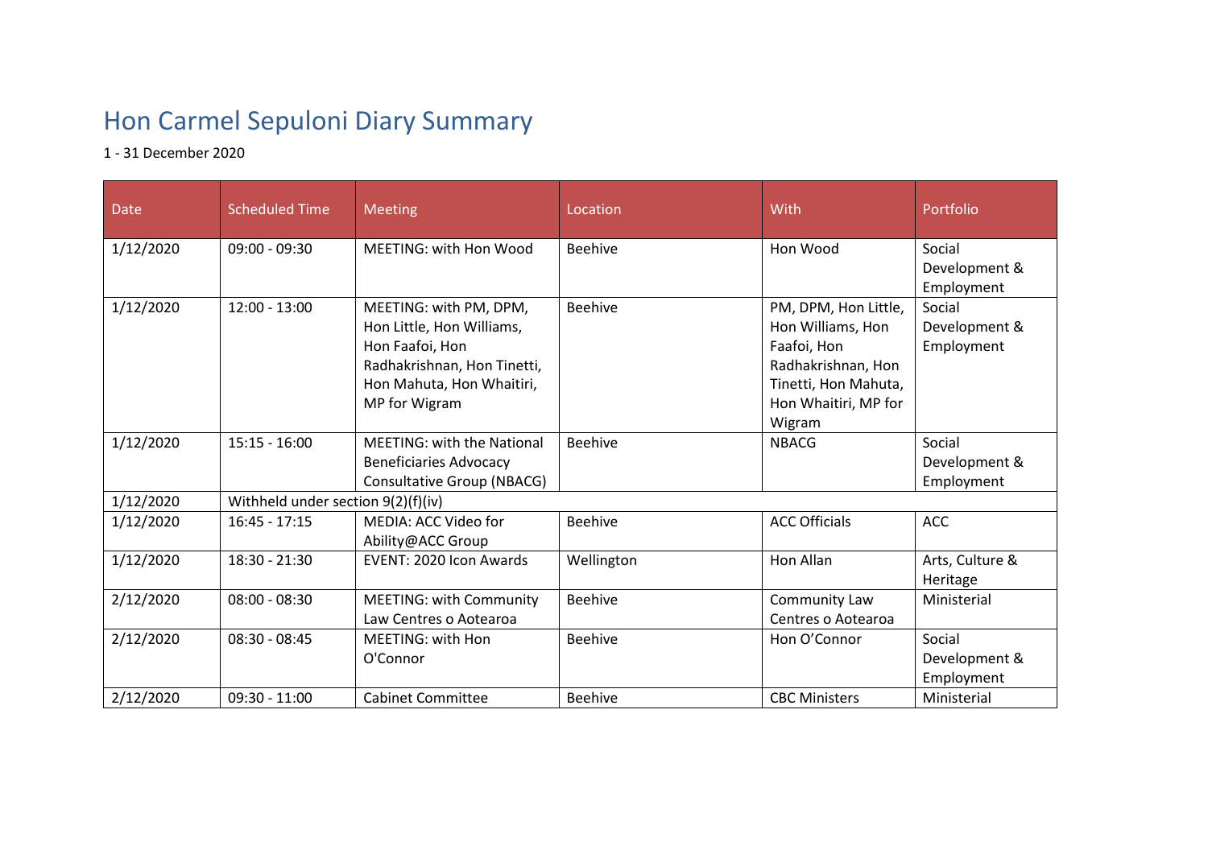# Hon Carmel Sepuloni Diary Summary

1 - 31 December 2020

| Date | Scheduled Time | Meeting | Location | With | Portfolio |
|---|---|---|---|---|---|
| 1/12/2020 | 09:00 - 09:30 | MEETING: with Hon Wood | Beehive | Hon Wood | Social Development & Employment |
| 1/12/2020 | 12:00 - 13:00 | MEETING: with PM, DPM, Hon Little, Hon Williams, Hon Faafoi, Hon Radhakrishnan, Hon Tinetti, Hon Mahuta, Hon Whaitiri, MP for Wigram | Beehive | PM, DPM, Hon Little, Hon Williams, Hon Faafoi, Hon Radhakrishnan, Hon Tinetti, Hon Mahuta, Hon Whaitiri, MP for Wigram | Social Development & Employment |
| 1/12/2020 | 15:15 - 16:00 | MEETING: with the National Beneficiaries Advocacy Consultative Group (NBACG) | Beehive | NBACG | Social Development & Employment |
| 1/12/2020 | Withheld under section 9(2)(f)(iv) | | | | |
| 1/12/2020 | 16:45 - 17:15 | MEDIA: ACC Video for Ability@ACC Group | Beehive | ACC Officials | ACC |
| 1/12/2020 | 18:30 - 21:30 | EVENT: 2020 Icon Awards | Wellington | Hon Allan | Arts, Culture & Heritage |
| 2/12/2020 | 08:00 - 08:30 | MEETING: with Community Law Centres o Aotearoa | Beehive | Community Law Centres o Aotearoa | Ministerial |
| 2/12/2020 | 08:30 - 08:45 | MEETING: with Hon O'Connor | Beehive | Hon O'Connor | Social Development & Employment |
| 2/12/2020 | 09:30 - 11:00 | Cabinet Committee | Beehive | CBC Ministers | Ministerial |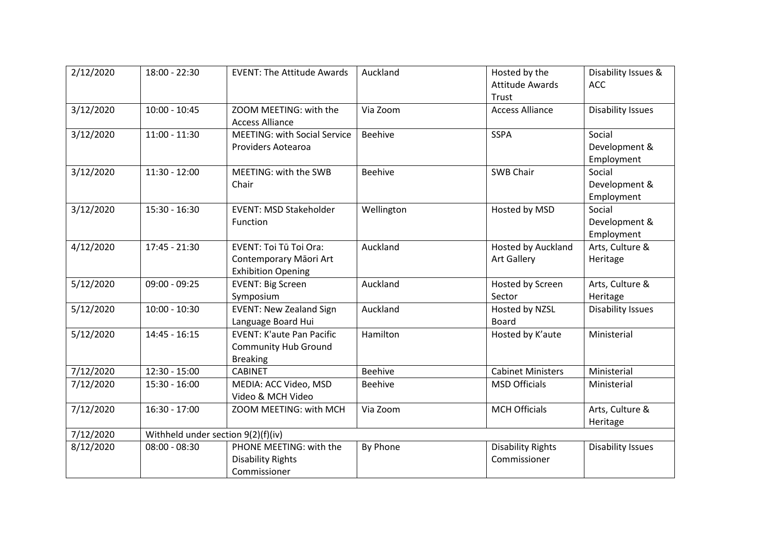| | | | | | |
|---|---|---|---|---|---|
| 2/12/2020 | 18:00 - 22:30 | EVENT: The Attitude Awards | Auckland | Hosted by the Attitude Awards Trust | Disability Issues & ACC |
| 3/12/2020 | 10:00 - 10:45 | ZOOM MEETING: with the Access Alliance | Via Zoom | Access Alliance | Disability Issues |
| 3/12/2020 | 11:00 - 11:30 | MEETING: with Social Service Providers Aotearoa | Beehive | SSPA | Social Development & Employment |
| 3/12/2020 | 11:30 - 12:00 | MEETING: with the SWB Chair | Beehive | SWB Chair | Social Development & Employment |
| 3/12/2020 | 15:30 - 16:30 | EVENT: MSD Stakeholder Function | Wellington | Hosted by MSD | Social Development & Employment |
| 4/12/2020 | 17:45 - 21:30 | EVENT: Toi Tū Toi Ora: Contemporary Māori Art Exhibition Opening | Auckland | Hosted by Auckland Art Gallery | Arts, Culture & Heritage |
| 5/12/2020 | 09:00 - 09:25 | EVENT: Big Screen Symposium | Auckland | Hosted by Screen Sector | Arts, Culture & Heritage |
| 5/12/2020 | 10:00 - 10:30 | EVENT: New Zealand Sign Language Board Hui | Auckland | Hosted by NZSL Board | Disability Issues |
| 5/12/2020 | 14:45 - 16:15 | EVENT: K'aute Pan Pacific Community Hub Ground Breaking | Hamilton | Hosted by K'aute | Ministerial |
| 7/12/2020 | 12:30 - 15:00 | CABINET | Beehive | Cabinet Ministers | Ministerial |
| 7/12/2020 | 15:30 - 16:00 | MEDIA: ACC Video, MSD Video & MCH Video | Beehive | MSD Officials | Ministerial |
| 7/12/2020 | 16:30 - 17:00 | ZOOM MEETING: with MCH | Via Zoom | MCH Officials | Arts, Culture & Heritage |
| 7/12/2020 | Withheld under section 9(2)(f)(iv) | | | | |
| 8/12/2020 | 08:00 - 08:30 | PHONE MEETING: with the Disability Rights Commissioner | By Phone | Disability Rights Commissioner | Disability Issues |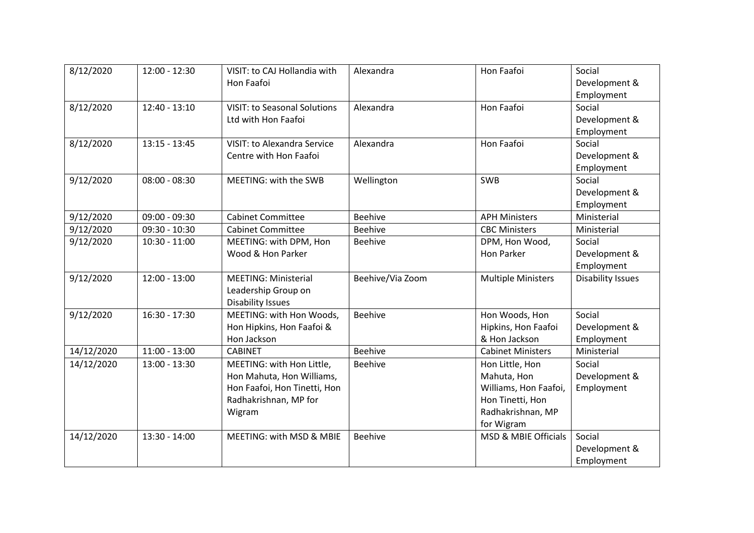| 8/12/2020 | 12:00 - 12:30 | VISIT: to CAJ Hollandia with Hon Faafoi | Alexandra | Hon Faafoi | Social Development & Employment |
|---|---|---|---|---|---|
| 8/12/2020 | 12:40 - 13:10 | VISIT: to Seasonal Solutions Ltd with Hon Faafoi | Alexandra | Hon Faafoi | Social Development & Employment |
| 8/12/2020 | 13:15 - 13:45 | VISIT: to Alexandra Service Centre with Hon Faafoi | Alexandra | Hon Faafoi | Social Development & Employment |
| 9/12/2020 | 08:00 - 08:30 | MEETING: with the SWB | Wellington | SWB | Social Development & Employment |
| 9/12/2020 | 09:00 - 09:30 | Cabinet Committee | Beehive | APH Ministers | Ministerial |
| 9/12/2020 | 09:30 - 10:30 | Cabinet Committee | Beehive | CBC Ministers | Ministerial |
| 9/12/2020 | 10:30 - 11:00 | MEETING: with DPM, Hon Wood & Hon Parker | Beehive | DPM, Hon Wood, Hon Parker | Social Development & Employment |
| 9/12/2020 | 12:00 - 13:00 | MEETING: Ministerial Leadership Group on Disability Issues | Beehive/Via Zoom | Multiple Ministers | Disability Issues |
| 9/12/2020 | 16:30 - 17:30 | MEETING: with Hon Woods, Hon Hipkins, Hon Faafoi & Hon Jackson | Beehive | Hon Woods, Hon Hipkins, Hon Faafoi & Hon Jackson | Social Development & Employment |
| 14/12/2020 | 11:00 - 13:00 | CABINET | Beehive | Cabinet Ministers | Ministerial |
| 14/12/2020 | 13:00 - 13:30 | MEETING: with Hon Little, Hon Mahuta, Hon Williams, Hon Faafoi, Hon Tinetti, Hon Radhakrishnan, MP for Wigram | Beehive | Hon Little, Hon Mahuta, Hon Williams, Hon Faafoi, Hon Tinetti, Hon Radhakrishnan, MP for Wigram | Social Development & Employment |
| 14/12/2020 | 13:30 - 14:00 | MEETING: with MSD & MBIE | Beehive | MSD & MBIE Officials | Social Development & Employment |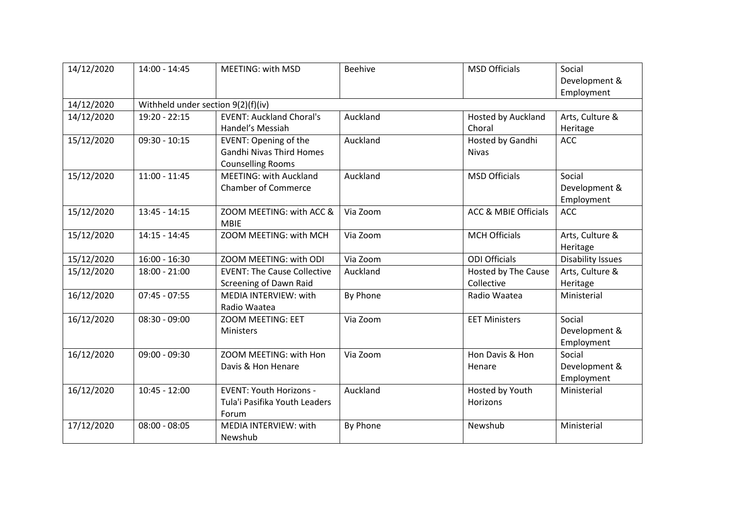| 14/12/2020 | 14:00 - 14:45 | MEETING: with MSD | Beehive | MSD Officials | Social Development & Employment |
|---|---|---|---|---|---|
| 14/12/2020 | Withheld under section 9(2)(f)(iv) | | | | |
| 14/12/2020 | 19:20 - 22:15 | EVENT: Auckland Choral's Handel's Messiah | Auckland | Hosted by Auckland Choral | Arts, Culture & Heritage |
| 15/12/2020 | 09:30 - 10:15 | EVENT: Opening of the Gandhi Nivas Third Homes Counselling Rooms | Auckland | Hosted by Gandhi Nivas | ACC |
| 15/12/2020 | 11:00 - 11:45 | MEETING: with Auckland Chamber of Commerce | Auckland | MSD Officials | Social Development & Employment |
| 15/12/2020 | 13:45 - 14:15 | ZOOM MEETING: with ACC & MBIE | Via Zoom | ACC & MBIE Officials | ACC |
| 15/12/2020 | 14:15 - 14:45 | ZOOM MEETING: with MCH | Via Zoom | MCH Officials | Arts, Culture & Heritage |
| 15/12/2020 | 16:00 - 16:30 | ZOOM MEETING: with ODI | Via Zoom | ODI Officials | Disability Issues |
| 15/12/2020 | 18:00 - 21:00 | EVENT: The Cause Collective Screening of Dawn Raid | Auckland | Hosted by The Cause Collective | Arts, Culture & Heritage |
| 16/12/2020 | 07:45 - 07:55 | MEDIA INTERVIEW: with Radio Waatea | By Phone | Radio Waatea | Ministerial |
| 16/12/2020 | 08:30 - 09:00 | ZOOM MEETING: EET Ministers | Via Zoom | EET Ministers | Social Development & Employment |
| 16/12/2020 | 09:00 - 09:30 | ZOOM MEETING: with Hon Davis & Hon Henare | Via Zoom | Hon Davis & Hon Henare | Social Development & Employment |
| 16/12/2020 | 10:45 - 12:00 | EVENT: Youth Horizons - Tula'i Pasifika Youth Leaders Forum | Auckland | Hosted by Youth Horizons | Ministerial |
| 17/12/2020 | 08:00 - 08:05 | MEDIA INTERVIEW: with Newshub | By Phone | Newshub | Ministerial |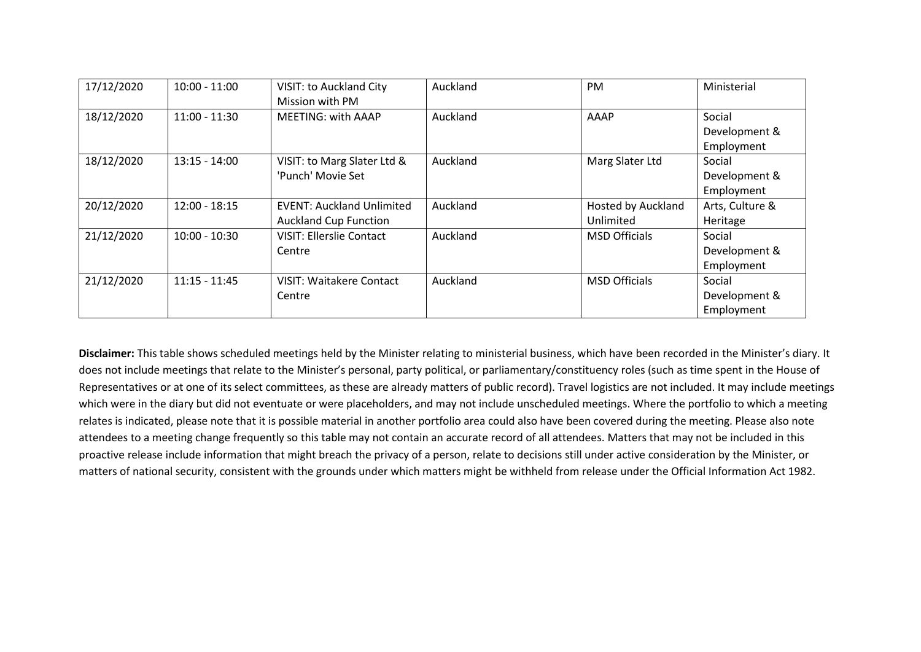| | | | | | |
|---|---|---|---|---|---|
| 17/12/2020 | 10:00 - 11:00 | VISIT: to Auckland City Mission with PM | Auckland | PM | Ministerial |
| 18/12/2020 | 11:00 - 11:30 | MEETING: with AAAP | Auckland | AAAP | Social Development & Employment |
| 18/12/2020 | 13:15 - 14:00 | VISIT: to Marg Slater Ltd & 'Punch' Movie Set | Auckland | Marg Slater Ltd | Social Development & Employment |
| 20/12/2020 | 12:00 - 18:15 | EVENT: Auckland Unlimited Auckland Cup Function | Auckland | Hosted by Auckland Unlimited | Arts, Culture & Heritage |
| 21/12/2020 | 10:00 - 10:30 | VISIT: Ellerslie Contact Centre | Auckland | MSD Officials | Social Development & Employment |
| 21/12/2020 | 11:15 - 11:45 | VISIT: Waitakere Contact Centre | Auckland | MSD Officials | Social Development & Employment |

**Disclaimer:** This table shows scheduled meetings held by the Minister relating to ministerial business, which have been recorded in the Minister's diary. It does not include meetings that relate to the Minister's personal, party political, or parliamentary/constituency roles (such as time spent in the House of Representatives or at one of its select committees, as these are already matters of public record). Travel logistics are not included. It may include meetings which were in the diary but did not eventuate or were placeholders, and may not include unscheduled meetings. Where the portfolio to which a meeting relates is indicated, please note that it is possible material in another portfolio area could also have been covered during the meeting. Please also note attendees to a meeting change frequently so this table may not contain an accurate record of all attendees. Matters that may not be included in this proactive release include information that might breach the privacy of a person, relate to decisions still under active consideration by the Minister, or matters of national security, consistent with the grounds under which matters might be withheld from release under the Official Information Act 1982.